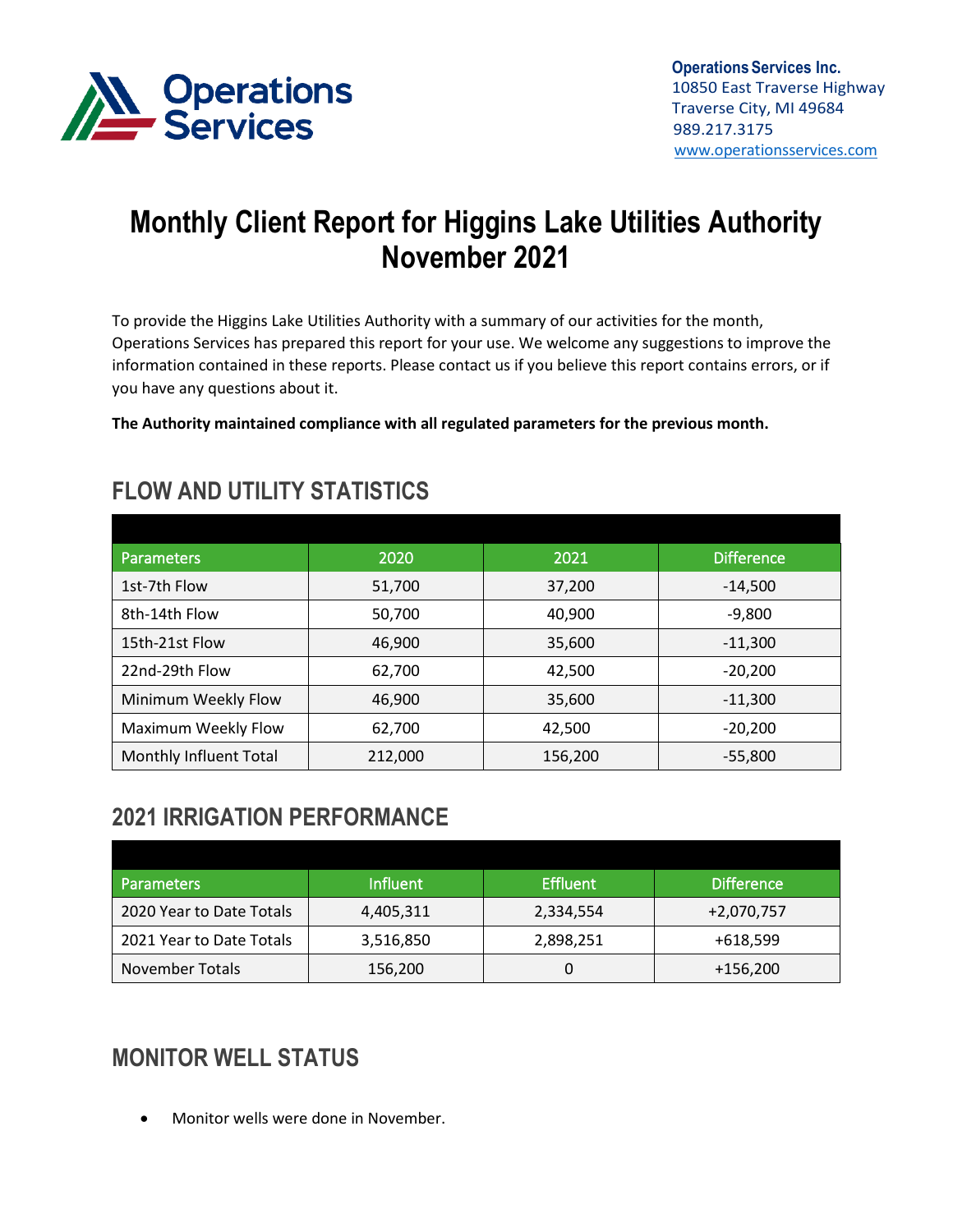Operations Services

**Operations Services Inc.**
10850 East Traverse Highway
Traverse City, MI 49684
989.217.3175
www.operationsservices.com

# Monthly Client Report for Higgins Lake Utilities Authority November 2021

To provide the Higgins Lake Utilities Authority with a summary of our activities for the month, Operations Services has prepared this report for your use. We welcome any suggestions to improve the information contained in these reports. Please contact us if you believe this report contains errors, or if you have any questions about it.

**The Authority maintained compliance with all regulated parameters for the previous month.**

## FLOW AND UTILITY STATISTICS

| Parameters | 2020 | 2021 | Difference |
|---|---|---|---|
| 1st-7th Flow | 51,700 | 37,200 | -14,500 |
| 8th-14th Flow | 50,700 | 40,900 | -9,800 |
| 15th-21st Flow | 46,900 | 35,600 | -11,300 |
| 22nd-29th Flow | 62,700 | 42,500 | -20,200 |
| Minimum Weekly Flow | 46,900 | 35,600 | -11,300 |
| Maximum Weekly Flow | 62,700 | 42,500 | -20,200 |
| Monthly Influent Total | 212,000 | 156,200 | -55,800 |

## 2021 IRRIGATION PERFORMANCE

| Parameters | Influent | Effluent | Difference |
|---|---|---|---|
| 2020 Year to Date Totals | 4,405,311 | 2,334,554 | +2,070,757 |
| 2021 Year to Date Totals | 3,516,850 | 2,898,251 | +618,599 |
| November Totals | 156,200 | 0 | +156,200 |

## MONITOR WELL STATUS

- Monitor wells were done in November.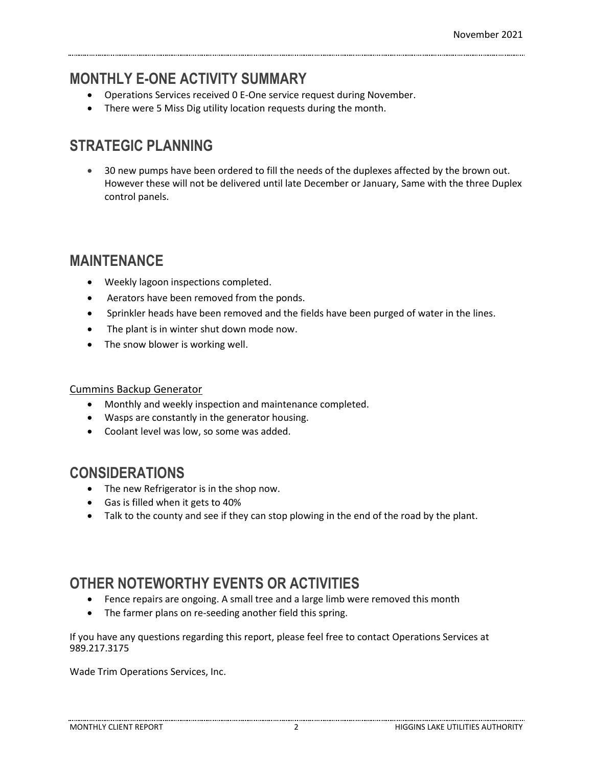## MONTHLY E-ONE ACTIVITY SUMMARY

- Operations Services received 0 E-One service request during November.
- There were 5 Miss Dig utility location requests during the month.

## STRATEGIC PLANNING

- 30 new pumps have been ordered to fill the needs of the duplexes affected by the brown out. However these will not be delivered until late December or January, Same with the three Duplex control panels.

## MAINTENANCE

- Weekly lagoon inspections completed.
- Aerators have been removed from the ponds.
- Sprinkler heads have been removed and the fields have been purged of water in the lines.
- The plant is in winter shut down mode now.
- The snow blower is working well.

Cummins Backup Generator

- Monthly and weekly inspection and maintenance completed.
- Wasps are constantly in the generator housing.
- Coolant level was low, so some was added.

## CONSIDERATIONS

- The new Refrigerator is in the shop now.
- Gas is filled when it gets to 40%
- Talk to the county and see if they can stop plowing in the end of the road by the plant.

## OTHER NOTEWORTHY EVENTS OR ACTIVITIES

- Fence repairs are ongoing. A small tree and a large limb were removed this month
- The farmer plans on re-seeding another field this spring.

If you have any questions regarding this report, please feel free to contact Operations Services at 989.217.3175

Wade Trim Operations Services, Inc.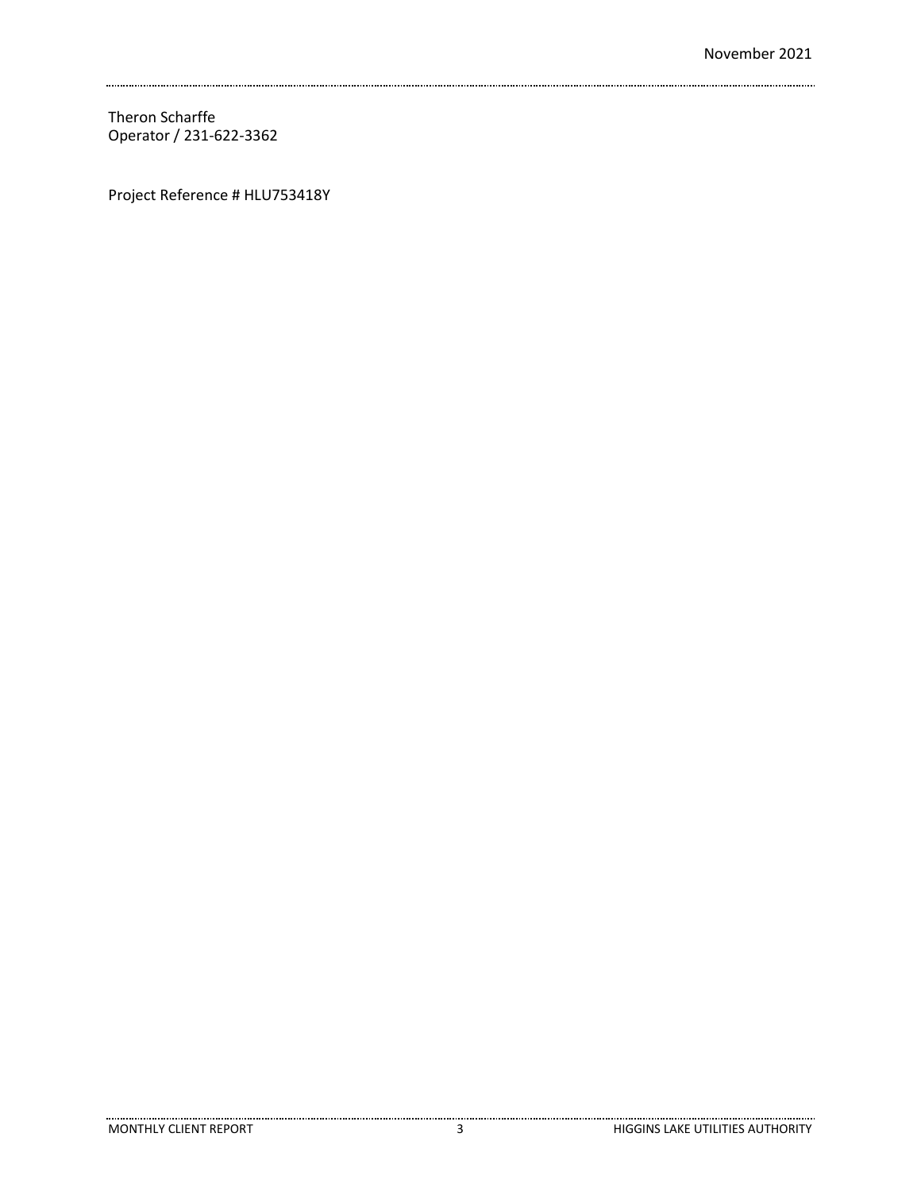Theron Scharffe
Operator / 231-622-3362

Project Reference # HLU753418Y